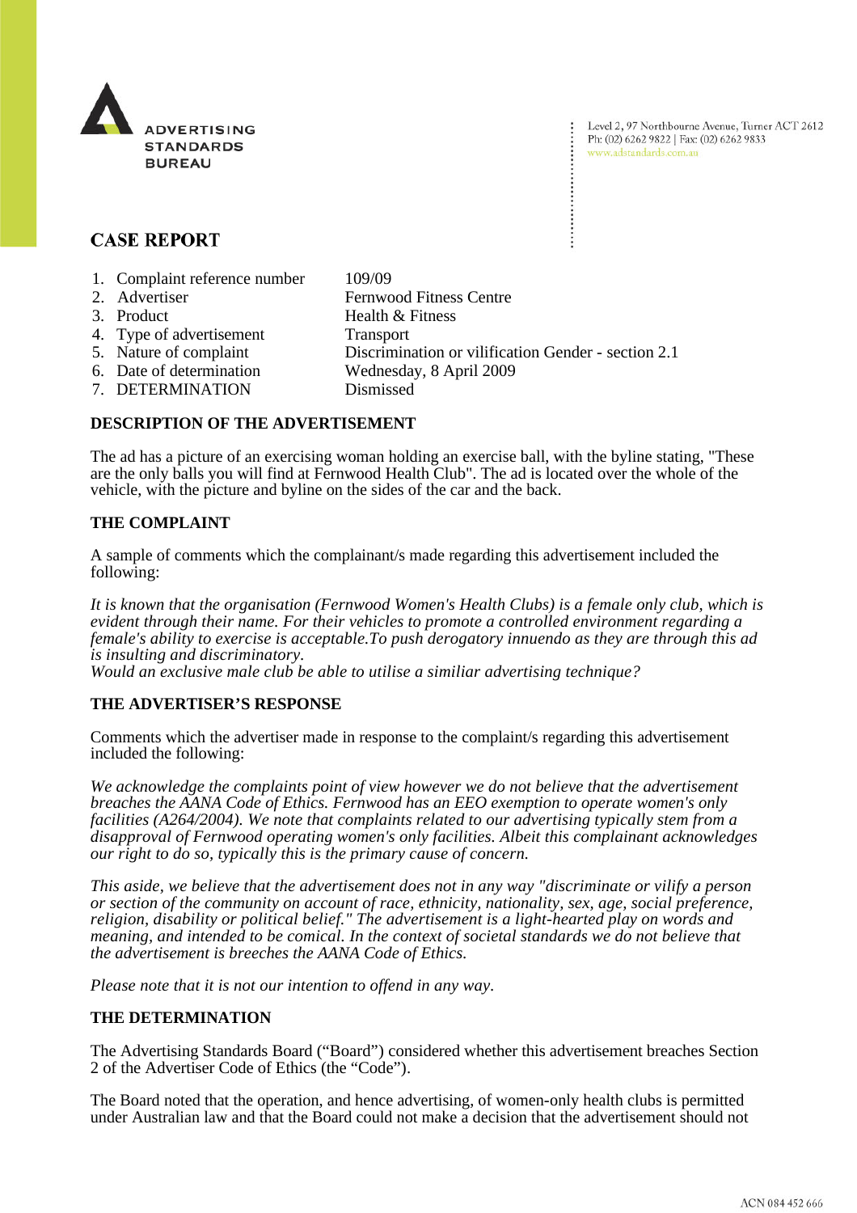ADVERTISING STANDARDS BUREAU

Level 2, 97 Northbourne Avenue, Turner ACT 2612
Ph: (02) 6262 9822 | Fax: (02) 6262 9833
www.adstandards.com.au

# CASE REPORT

1. Complaint reference number 109/09
2. Advertiser Fernwood Fitness Centre
3. Product Health & Fitness
4. Type of advertisement Transport
5. Nature of complaint Discrimination or vilification Gender - section 2.1
6. Date of determination Wednesday, 8 April 2009
7. DETERMINATION Dismissed

## DESCRIPTION OF THE ADVERTISEMENT

The ad has a picture of an exercising woman holding an exercise ball, with the byline stating, "These are the only balls you will find at Fernwood Health Club". The ad is located over the whole of the vehicle, with the picture and byline on the sides of the car and the back.

## THE COMPLAINT

A sample of comments which the complainant/s made regarding this advertisement included the following:

*It is known that the organisation (Fernwood Women's Health Clubs) is a female only club, which is evident through their name. For their vehicles to promote a controlled environment regarding a female's ability to exercise is acceptable.To push derogatory innuendo as they are through this ad is insulting and discriminatory.*
*Would an exclusive male club be able to utilise a similiar advertising technique?*

## THE ADVERTISER'S RESPONSE

Comments which the advertiser made in response to the complaint/s regarding this advertisement included the following:

*We acknowledge the complaints point of view however we do not believe that the advertisement breaches the AANA Code of Ethics. Fernwood has an EEO exemption to operate women's only facilities (A264/2004). We note that complaints related to our advertising typically stem from a disapproval of Fernwood operating women's only facilities. Albeit this complainant acknowledges our right to do so, typically this is the primary cause of concern.*

*This aside, we believe that the advertisement does not in any way "discriminate or vilify a person or section of the community on account of race, ethnicity, nationality, sex, age, social preference, religion, disability or political belief." The advertisement is a light-hearted play on words and meaning, and intended to be comical. In the context of societal standards we do not believe that the advertisement is breeches the AANA Code of Ethics.*

*Please note that it is not our intention to offend in any way.*

## THE DETERMINATION

The Advertising Standards Board ("Board") considered whether this advertisement breaches Section 2 of the Advertiser Code of Ethics (the "Code").

The Board noted that the operation, and hence advertising, of women-only health clubs is permitted under Australian law and that the Board could not make a decision that the advertisement should not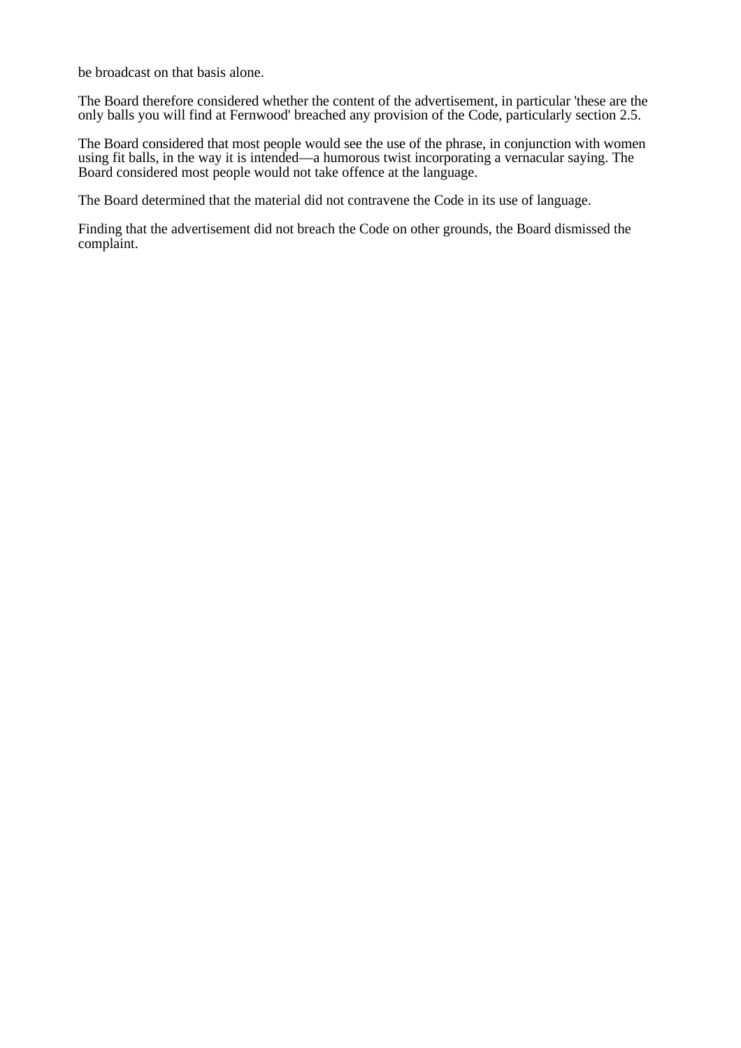be broadcast on that basis alone.

The Board therefore considered whether the content of the advertisement, in particular 'these are the only balls you will find at Fernwood' breached any provision of the Code, particularly section 2.5.

The Board considered that most people would see the use of the phrase, in conjunction with women using fit balls, in the way it is intended—a humorous twist incorporating a vernacular saying. The Board considered most people would not take offence at the language.

The Board determined that the material did not contravene the Code in its use of language.

Finding that the advertisement did not breach the Code on other grounds, the Board dismissed the complaint.